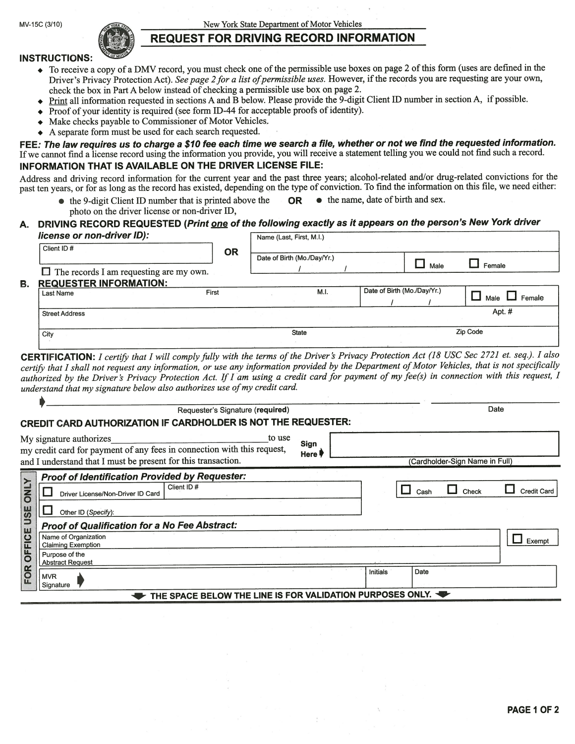MV-15C (3/10)

New York State Department of Motor Vehicles

# REQUEST FOR DRIVING RECORD INFORMATION

## INSTRUCTIONS:

- To receive a copy of a DMV record, you must check one of the permissible use boxes on page 2 of this form (uses are defined in the Driver's Privacy Protection Act). *See page 2 for a list of permissible uses.* However, if the records you are requesting are your own, check the box in Part A below instead of checking a permissible use box on page 2.
- Print all information requested in sections A and B below. Please provide the 9-digit Client ID number in section A, if possible.
- Proof of your identity is required (see form ID-44 for acceptable proofs of identity).
- Make checks payable to Commissioner of Motor Vehicles.
- A separate form must be used for each search requested.

**FEE:** ***The law requires us to charge a $10 fee each time we search a file, whether or not we find the requested information.*** If we cannot find a license record using the information you provide, you will receive a statement telling you we could not find such a record.

**INFORMATION THAT IS AVAILABLE ON THE DRIVER LICENSE FILE:**

Address and driving record information for the current year and the past three years; alcohol-related and/or drug-related convictions for the past ten years, or for as long as the record has existed, depending on the type of conviction. To find the information on this file, we need either:

- the 9-digit Client ID number that is printed above the photo on the driver license or non-driver ID, **OR**
- the name, date of birth and sex.

**A. DRIVING RECORD REQUESTED (*Print one of the following exactly as it appears on the person's New York driver license or non-driver ID*):**

| Client ID # | OR | Name (Last, First, M.I.) | | |
|---|---|---|---|---|
| | | Date of Birth (Mo./Day/Yr.) / / | ☐ Male | ☐ Female |

☐ The records I am requesting are my own.

**B. REQUESTER INFORMATION:**

| Last Name | First | M.I. | Date of Birth (Mo./Day/Yr.) / / | ☐ Male ☐ Female |
|---|---|---|---|---|
| Street Address | | | | Apt. # |
| City | | State | | Zip Code |

**CERTIFICATION:** *I certify that I will comply fully with the terms of the Driver's Privacy Protection Act (18 USC Sec 2721 et. seq.). I also certify that I shall not request any information, or use any information provided by the Department of Motor Vehicles, that is not specifically authorized by the Driver's Privacy Protection Act. If I am using a credit card for payment of my fee(s) in connection with this request, I understand that my signature below also authorizes use of my credit card.*

➧ ______________________________ Requester's Signature (**required**)    ______________ Date

**CREDIT CARD AUTHORIZATION IF CARDHOLDER IS NOT THE REQUESTER:**

My signature authorizes ______________________ to use my credit card for payment of any fees in connection with this request, and I understand that I must be present for this transaction.

**Sign Here** ➧ ______________________ (Cardholder-Sign Name in Full)

**FOR OFFICE USE ONLY**

***Proof of Identification Provided by Requester:***

| ☐ Driver License/Non-Driver ID Card | Client ID # | ☐ Cash | ☐ Check | ☐ Credit Card |
|---|---|---|---|---|
| ☐ Other ID (*Specify*): | | | | |

***Proof of Qualification for a No Fee Abstract:***

| Name of Organization Claiming Exemption | | ☐ Exempt |
|---|---|---|
| Purpose of the Abstract Request | | |
| MVR Signature ➧ | Initials | Date |

**THE SPACE BELOW THE LINE IS FOR VALIDATION PURPOSES ONLY.**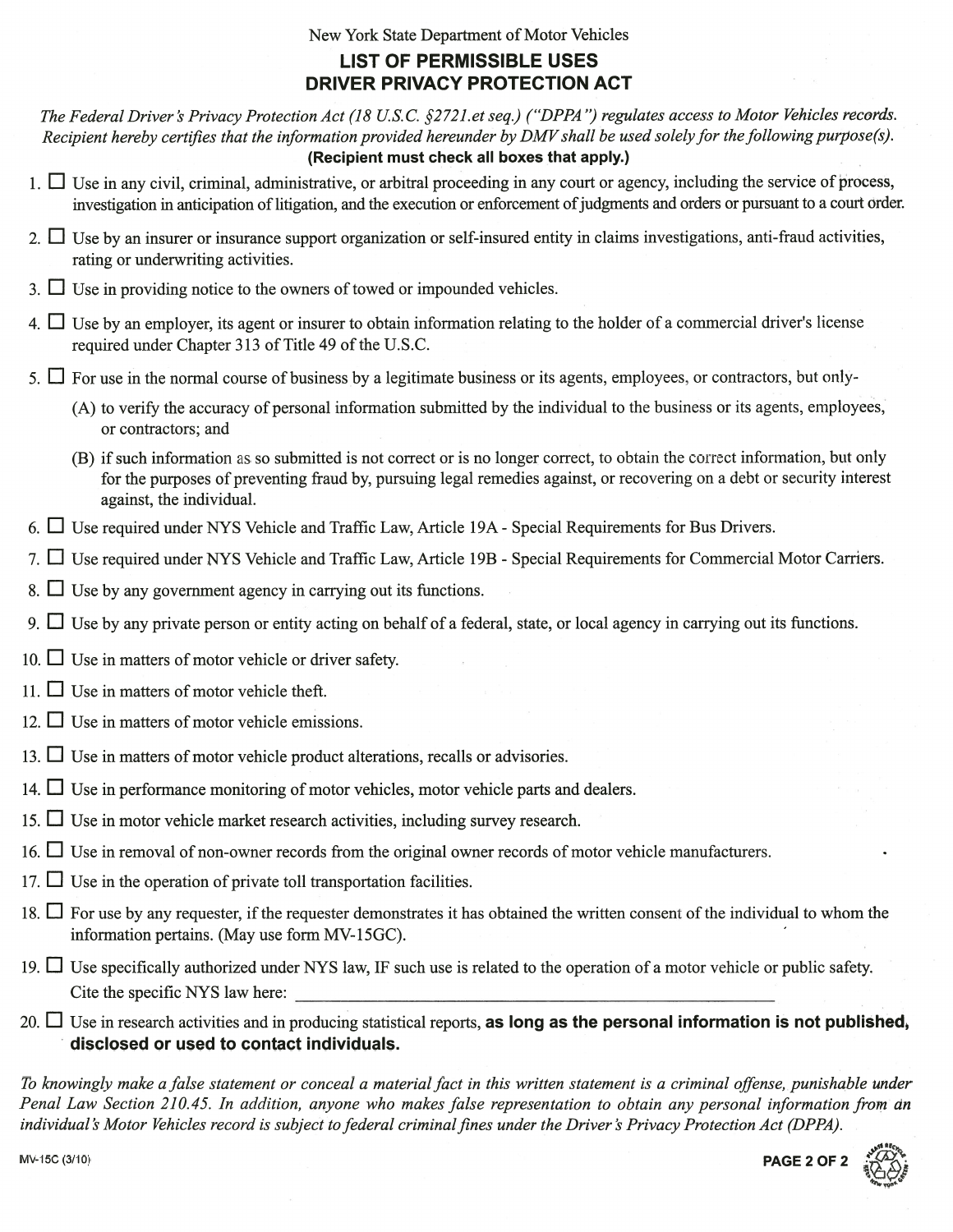New York State Department of Motor Vehicles

# LIST OF PERMISSIBLE USES
# DRIVER PRIVACY PROTECTION ACT

*The Federal Driver's Privacy Protection Act (18 U.S.C. §2721.et seq.) ("DPPA") regulates access to Motor Vehicles records. Recipient hereby certifies that the information provided hereunder by DMV shall be used solely for the following purpose(s).*

**(Recipient must check all boxes that apply.)**

1. ☐ Use in any civil, criminal, administrative, or arbitral proceeding in any court or agency, including the service of process, investigation in anticipation of litigation, and the execution or enforcement of judgments and orders or pursuant to a court order.
2. ☐ Use by an insurer or insurance support organization or self-insured entity in claims investigations, anti-fraud activities, rating or underwriting activities.
3. ☐ Use in providing notice to the owners of towed or impounded vehicles.
4. ☐ Use by an employer, its agent or insurer to obtain information relating to the holder of a commercial driver's license required under Chapter 313 of Title 49 of the U.S.C.
5. ☐ For use in the normal course of business by a legitimate business or its agents, employees, or contractors, but only-
   - (A) to verify the accuracy of personal information submitted by the individual to the business or its agents, employees, or contractors; and
   - (B) if such information as so submitted is not correct or is no longer correct, to obtain the correct information, but only for the purposes of preventing fraud by, pursuing legal remedies against, or recovering on a debt or security interest against, the individual.
6. ☐ Use required under NYS Vehicle and Traffic Law, Article 19A - Special Requirements for Bus Drivers.
7. ☐ Use required under NYS Vehicle and Traffic Law, Article 19B - Special Requirements for Commercial Motor Carriers.
8. ☐ Use by any government agency in carrying out its functions.
9. ☐ Use by any private person or entity acting on behalf of a federal, state, or local agency in carrying out its functions.
10. ☐ Use in matters of motor vehicle or driver safety.
11. ☐ Use in matters of motor vehicle theft.
12. ☐ Use in matters of motor vehicle emissions.
13. ☐ Use in matters of motor vehicle product alterations, recalls or advisories.
14. ☐ Use in performance monitoring of motor vehicles, motor vehicle parts and dealers.
15. ☐ Use in motor vehicle market research activities, including survey research.
16. ☐ Use in removal of non-owner records from the original owner records of motor vehicle manufacturers.
17. ☐ Use in the operation of private toll transportation facilities.
18. ☐ For use by any requester, if the requester demonstrates it has obtained the written consent of the individual to whom the information pertains. (May use form MV-15GC).
19. ☐ Use specifically authorized under NYS law, IF such use is related to the operation of a motor vehicle or public safety. Cite the specific NYS law here: ______________________________
20. ☐ Use in research activities and in producing statistical reports, **as long as the personal information is not published, disclosed or used to contact individuals.**

*To knowingly make a false statement or conceal a material fact in this written statement is a criminal offense, punishable under Penal Law Section 210.45. In addition, anyone who makes false representation to obtain any personal information from an individual's Motor Vehicles record is subject to federal criminal fines under the Driver's Privacy Protection Act (DPPA).*

MV-15C (3/10)